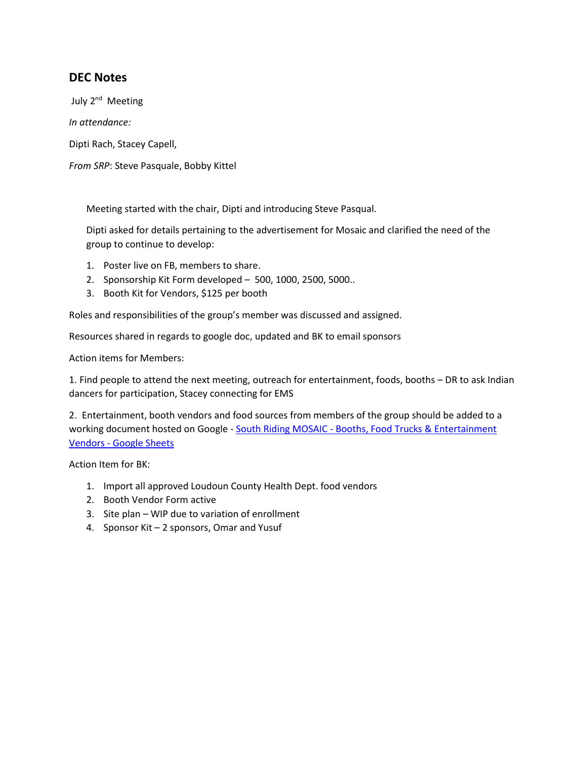## DEC Notes

July 2nd Meeting

*In attendance:*

Dipti Rach, Stacey Capell,

*From SRP*: Steve Pasquale, Bobby Kittel

Meeting started with the chair, Dipti and introducing Steve Pasqual.

Dipti asked for details pertaining to the advertisement for Mosaic and clarified the need of the group to continue to develop:

1. Poster live on FB, members to share.
2. Sponsorship Kit Form developed – 500, 1000, 2500, 5000..
3. Booth Kit for Vendors, $125 per booth

Roles and responsibilities of the group's member was discussed and assigned.

Resources shared in regards to google doc, updated and BK to email sponsors

Action items for Members:

1. Find people to attend the next meeting, outreach for entertainment, foods, booths – DR to ask Indian dancers for participation, Stacey connecting for EMS

2. Entertainment, booth vendors and food sources from members of the group should be added to a working document hosted on Google - [South Riding MOSAIC - Booths, Food Trucks & Entertainment Vendors - Google Sheets]

Action Item for BK:

1. Import all approved Loudoun County Health Dept. food vendors
2. Booth Vendor Form active
3. Site plan – WIP due to variation of enrollment
4. Sponsor Kit – 2 sponsors, Omar and Yusuf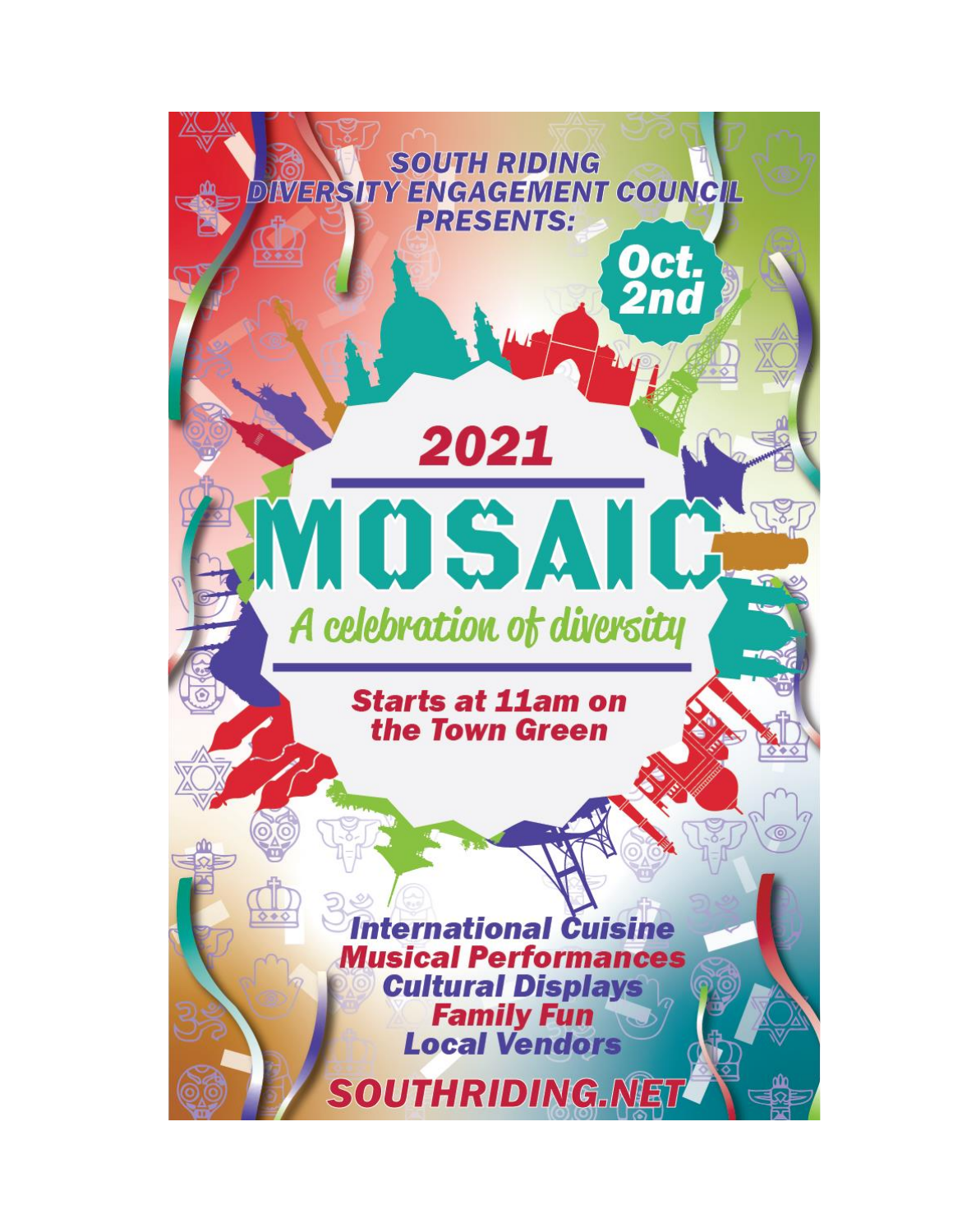SOUTH RIDING
DIVERSITY ENGAGEMENT COUNCIL
PRESENTS:

Oct. 2nd

# 2021

# MOSAIC

*A celebration of diversity*

**Starts at 11am on the Town Green**

**International Cuisine**
**Musical Performances**
**Cultural Displays**
**Family Fun**
**Local Vendors**

**SOUTHRIDING.NET**